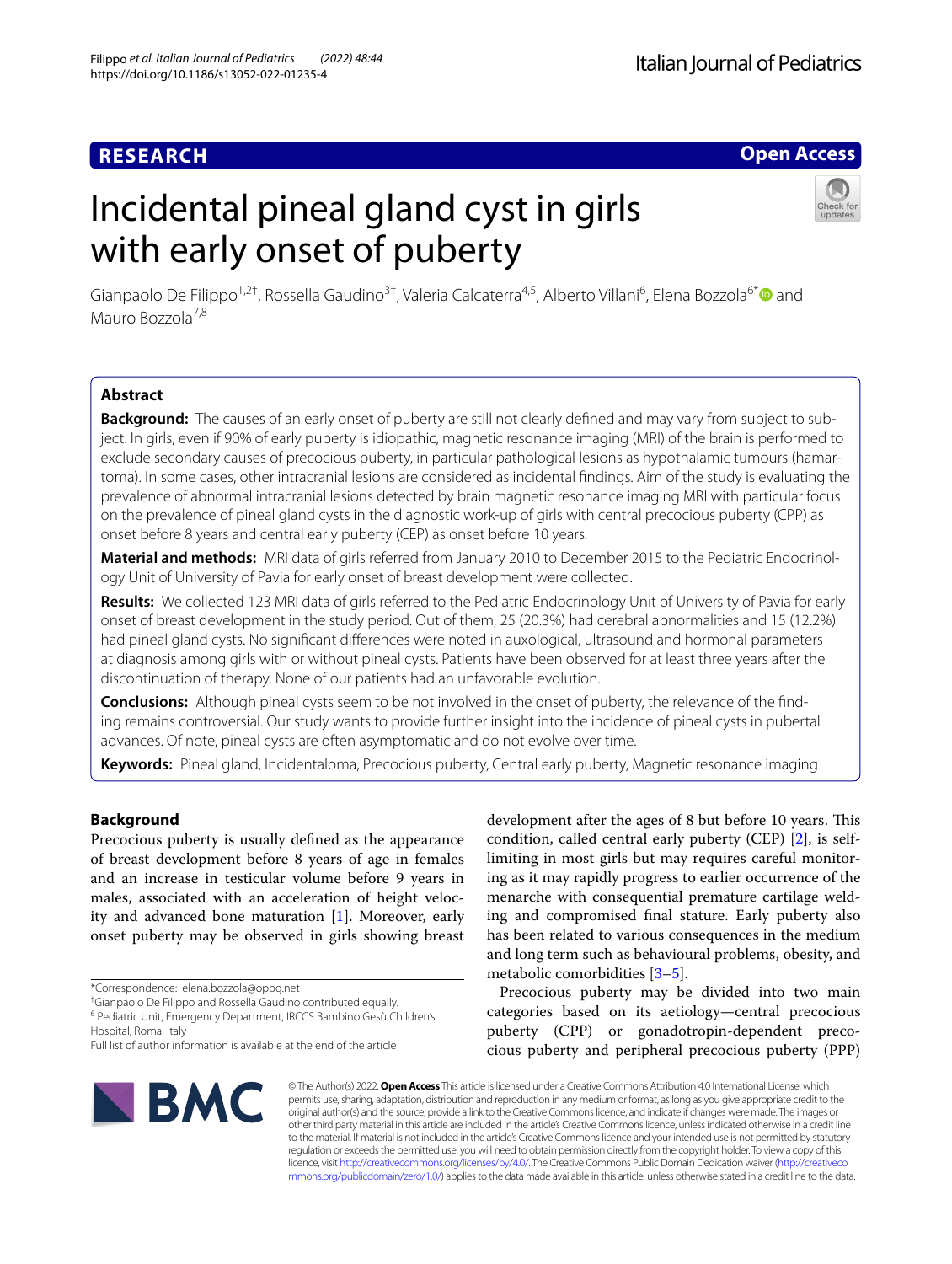**RESEARCH** **Open Access**

# Incidental pineal gland cyst in girls with early onset of puberty

Gianpaolo De Filippo[1,2†], Rossella Gaudino[3†], Valeria Calcaterra[4,5], Alberto Villani[6], Elena Bozzola[6*] and Mauro Bozzola[7,8]

## Abstract

**Background:** The causes of an early onset of puberty are still not clearly defined and may vary from subject to subject. In girls, even if 90% of early puberty is idiopathic, magnetic resonance imaging (MRI) of the brain is performed to exclude secondary causes of precocious puberty, in particular pathological lesions as hypothalamic tumours (hamartoma). In some cases, other intracranial lesions are considered as incidental findings. Aim of the study is evaluating the prevalence of abnormal intracranial lesions detected by brain magnetic resonance imaging MRI with particular focus on the prevalence of pineal gland cysts in the diagnostic work-up of girls with central precocious puberty (CPP) as onset before 8 years and central early puberty (CEP) as onset before 10 years.

**Material and methods:** MRI data of girls referred from January 2010 to December 2015 to the Pediatric Endocrinology Unit of University of Pavia for early onset of breast development were collected.

**Results:** We collected 123 MRI data of girls referred to the Pediatric Endocrinology Unit of University of Pavia for early onset of breast development in the study period. Out of them, 25 (20.3%) had cerebral abnormalities and 15 (12.2%) had pineal gland cysts. No significant differences were noted in auxological, ultrasound and hormonal parameters at diagnosis among girls with or without pineal cysts. Patients have been observed for at least three years after the discontinuation of therapy. None of our patients had an unfavorable evolution.

**Conclusions:** Although pineal cysts seem to be not involved in the onset of puberty, the relevance of the finding remains controversial. Our study wants to provide further insight into the incidence of pineal cysts in pubertal advances. Of note, pineal cysts are often asymptomatic and do not evolve over time.

**Keywords:** Pineal gland, Incidentaloma, Precocious puberty, Central early puberty, Magnetic resonance imaging

## Background

Precocious puberty is usually defined as the appearance of breast development before 8 years of age in females and an increase in testicular volume before 9 years in males, associated with an acceleration of height velocity and advanced bone maturation [1]. Moreover, early onset puberty may be observed in girls showing breast development after the ages of 8 but before 10 years. This condition, called central early puberty (CEP) [2], is self-limiting in most girls but may requires careful monitoring as it may rapidly progress to earlier occurrence of the menarche with consequential premature cartilage welding and compromised final stature. Early puberty also has been related to various consequences in the medium and long term such as behavioural problems, obesity, and metabolic comorbidities [3–5].

Precocious puberty may be divided into two main categories based on its aetiology—central precocious puberty (CPP) or gonadotropin-dependent precocious puberty and peripheral precocious puberty (PPP)

*Correspondence: elena.bozzola@opbg.net
†Gianpaolo De Filippo and Rossella Gaudino contributed equally.
[6] Pediatric Unit, Emergency Department, IRCCS Bambino Gesù Children's Hospital, Roma, Italy
Full list of author information is available at the end of the article

© The Author(s) 2022. **Open Access** This article is licensed under a Creative Commons Attribution 4.0 International License, which permits use, sharing, adaptation, distribution and reproduction in any medium or format, as long as you give appropriate credit to the original author(s) and the source, provide a link to the Creative Commons licence, and indicate if changes were made. The images or other third party material in this article are included in the article's Creative Commons licence, unless indicated otherwise in a credit line to the material. If material is not included in the article's Creative Commons licence and your intended use is not permitted by statutory regulation or exceeds the permitted use, you will need to obtain permission directly from the copyright holder. To view a copy of this licence, visit http://creativecommons.org/licenses/by/4.0/. The Creative Commons Public Domain Dedication waiver (http://creativecommons.org/publicdomain/zero/1.0/) applies to the data made available in this article, unless otherwise stated in a credit line to the data.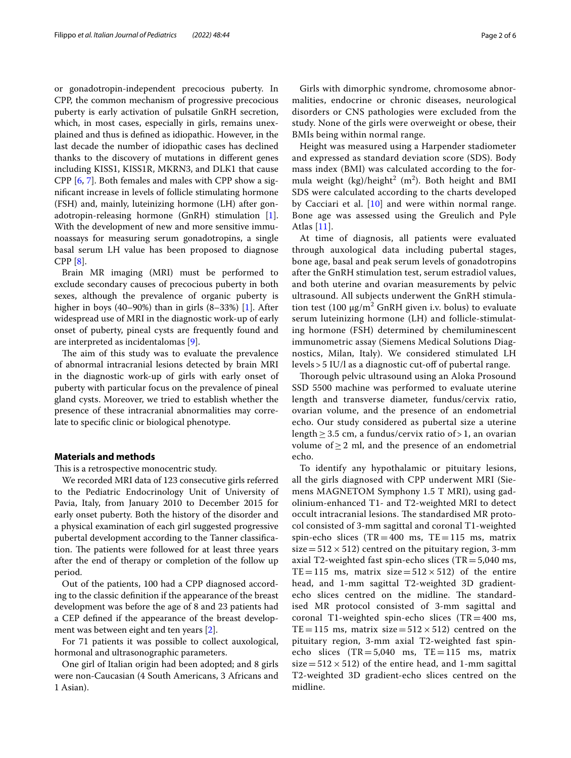or gonadotropin-independent precocious puberty. In CPP, the common mechanism of progressive precocious puberty is early activation of pulsatile GnRH secretion, which, in most cases, especially in girls, remains unexplained and thus is defined as idiopathic. However, in the last decade the number of idiopathic cases has declined thanks to the discovery of mutations in different genes including KISS1, KISS1R, MKRN3, and DLK1 that cause CPP [6, 7]. Both females and males with CPP show a significant increase in levels of follicle stimulating hormone (FSH) and, mainly, luteinizing hormone (LH) after gonadotropin-releasing hormone (GnRH) stimulation [1]. With the development of new and more sensitive immunoassays for measuring serum gonadotropins, a single basal serum LH value has been proposed to diagnose CPP [8].

Brain MR imaging (MRI) must be performed to exclude secondary causes of precocious puberty in both sexes, although the prevalence of organic puberty is higher in boys (40–90%) than in girls (8–33%) [1]. After widespread use of MRI in the diagnostic work-up of early onset of puberty, pineal cysts are frequently found and are interpreted as incidentalomas [9].

The aim of this study was to evaluate the prevalence of abnormal intracranial lesions detected by brain MRI in the diagnostic work-up of girls with early onset of puberty with particular focus on the prevalence of pineal gland cysts. Moreover, we tried to establish whether the presence of these intracranial abnormalities may correlate to specific clinic or biological phenotype.

## Materials and methods

This is a retrospective monocentric study.

We recorded MRI data of 123 consecutive girls referred to the Pediatric Endocrinology Unit of University of Pavia, Italy, from January 2010 to December 2015 for early onset puberty. Both the history of the disorder and a physical examination of each girl suggested progressive pubertal development according to the Tanner classification. The patients were followed for at least three years after the end of therapy or completion of the follow up period.

Out of the patients, 100 had a CPP diagnosed according to the classic definition if the appearance of the breast development was before the age of 8 and 23 patients had a CEP defined if the appearance of the breast development was between eight and ten years [2].

For 71 patients it was possible to collect auxological, hormonal and ultrasonographic parameters.

One girl of Italian origin had been adopted; and 8 girls were non-Caucasian (4 South Americans, 3 Africans and 1 Asian).

Girls with dimorphic syndrome, chromosome abnormalities, endocrine or chronic diseases, neurological disorders or CNS pathologies were excluded from the study. None of the girls were overweight or obese, their BMIs being within normal range.

Height was measured using a Harpender stadiometer and expressed as standard deviation score (SDS). Body mass index (BMI) was calculated according to the formula weight (kg)/height$^2$ (m$^2$). Both height and BMI SDS were calculated according to the charts developed by Cacciari et al. [10] and were within normal range. Bone age was assessed using the Greulich and Pyle Atlas [11].

At time of diagnosis, all patients were evaluated through auxological data including pubertal stages, bone age, basal and peak serum levels of gonadotropins after the GnRH stimulation test, serum estradiol values, and both uterine and ovarian measurements by pelvic ultrasound. All subjects underwent the GnRH stimulation test (100 μg/m$^2$ GnRH given i.v. bolus) to evaluate serum luteinizing hormone (LH) and follicle-stimulating hormone (FSH) determined by chemiluminescent immunometric assay (Siemens Medical Solutions Diagnostics, Milan, Italy). We considered stimulated LH levels > 5 IU/l as a diagnostic cut-off of pubertal range.

Thorough pelvic ultrasound using an Aloka Prosound SSD 5500 machine was performed to evaluate uterine length and transverse diameter, fundus/cervix ratio, ovarian volume, and the presence of an endometrial echo. Our study considered as pubertal size a uterine length ≥ 3.5 cm, a fundus/cervix ratio of > 1, an ovarian volume of ≥ 2 ml, and the presence of an endometrial echo.

To identify any hypothalamic or pituitary lesions, all the girls diagnosed with CPP underwent MRI (Siemens MAGNETOM Symphony 1.5 T MRI), using gadolinium-enhanced T1- and T2-weighted MRI to detect occult intracranial lesions. The standardised MR protocol consisted of 3-mm sagittal and coronal T1-weighted spin-echo slices (TR = 400 ms, TE = 115 ms, matrix size = 512 × 512) centred on the pituitary region, 3-mm axial T2-weighted fast spin-echo slices (TR = 5,040 ms, TE = 115 ms, matrix size = 512 × 512) of the entire head, and 1-mm sagittal T2-weighted 3D gradient-echo slices centred on the midline. The standardised MR protocol consisted of 3-mm sagittal and coronal T1-weighted spin-echo slices (TR = 400 ms, TE = 115 ms, matrix size = 512 × 512) centred on the pituitary region, 3-mm axial T2-weighted fast spin-echo slices (TR = 5,040 ms, TE = 115 ms, matrix size = 512 × 512) of the entire head, and 1-mm sagittal T2-weighted 3D gradient-echo slices centred on the midline.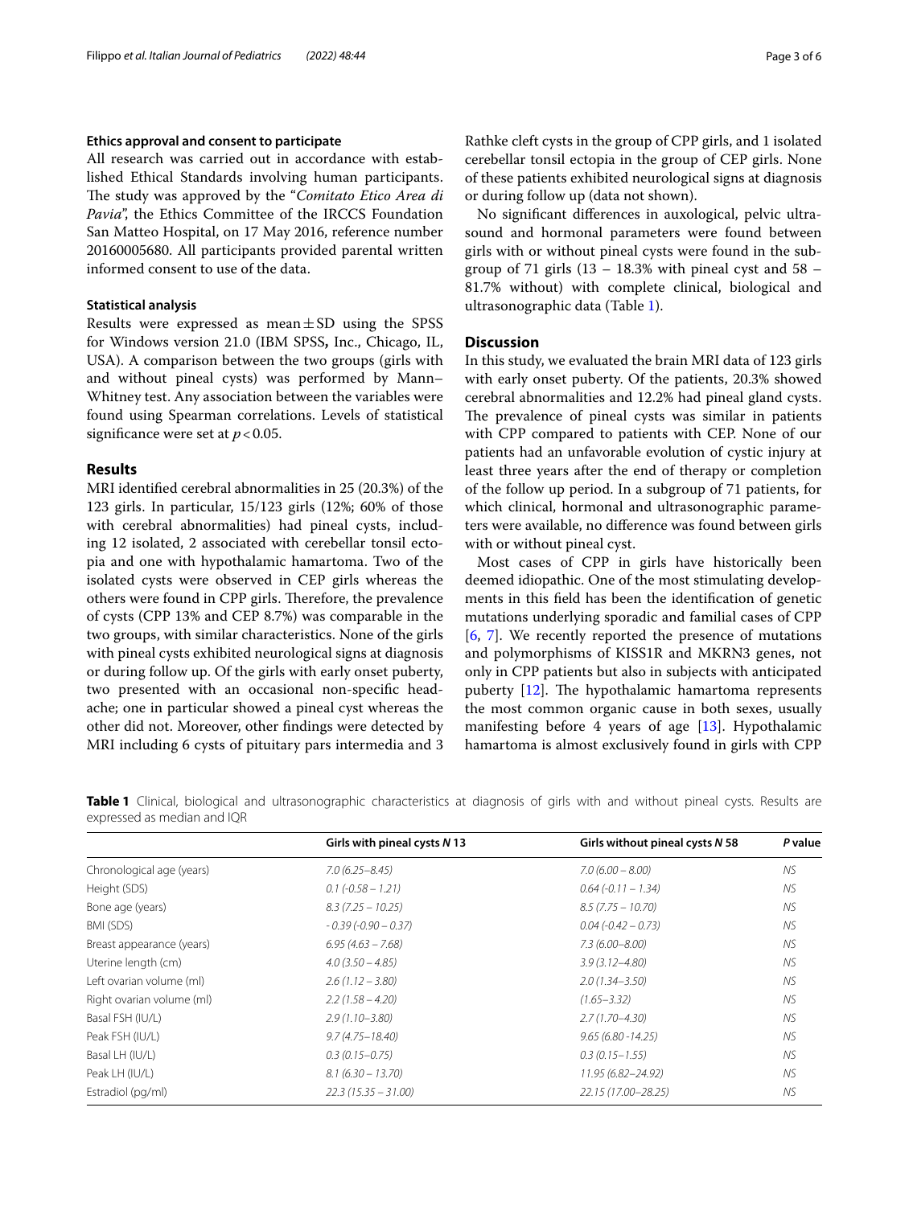### Ethics approval and consent to participate

All research was carried out in accordance with established Ethical Standards involving human participants. The study was approved by the "*Comitato Etico Area di Pavia*", the Ethics Committee of the IRCCS Foundation San Matteo Hospital, on 17 May 2016, reference number 20160005680. All participants provided parental written informed consent to use of the data.

### Statistical analysis

Results were expressed as mean ± SD using the SPSS for Windows version 21.0 (IBM SPSS**,** Inc., Chicago, IL, USA). A comparison between the two groups (girls with and without pineal cysts) was performed by Mann–Whitney test. Any association between the variables were found using Spearman correlations. Levels of statistical significance were set at $p < 0.05$.

## Results

MRI identified cerebral abnormalities in 25 (20.3%) of the 123 girls. In particular, 15/123 girls (12%; 60% of those with cerebral abnormalities) had pineal cysts, including 12 isolated, 2 associated with cerebellar tonsil ectopia and one with hypothalamic hamartoma. Two of the isolated cysts were observed in CEP girls whereas the others were found in CPP girls. Therefore, the prevalence of cysts (CPP 13% and CEP 8.7%) was comparable in the two groups, with similar characteristics. None of the girls with pineal cysts exhibited neurological signs at diagnosis or during follow up. Of the girls with early onset puberty, two presented with an occasional non-specific headache; one in particular showed a pineal cyst whereas the other did not. Moreover, other findings were detected by MRI including 6 cysts of pituitary pars intermedia and 3 Rathke cleft cysts in the group of CPP girls, and 1 isolated cerebellar tonsil ectopia in the group of CEP girls. None of these patients exhibited neurological signs at diagnosis or during follow up (data not shown).

No significant differences in auxological, pelvic ultrasound and hormonal parameters were found between girls with or without pineal cysts in the subgroup of 71 girls (13 – 18.3% with pineal cyst and 58 – 81.7% without) with complete clinical, biological and ultrasonographic data (Table 1).

## Discussion

In this study, we evaluated the brain MRI data of 123 girls with early onset puberty. Of the patients, 20.3% showed cerebral abnormalities and 12.2% had pineal gland cysts. The prevalence of pineal cysts was similar in patients with CPP compared to patients with CEP. None of our patients had an unfavorable evolution of cystic injury at least three years after the end of therapy or completion of the follow up period. In a subgroup of 71 patients, for which clinical, hormonal and ultrasonographic parameters were available, no difference was found between girls with or without pineal cyst.

Most cases of CPP in girls have historically been deemed idiopathic. One of the most stimulating developments in this field has been the identification of genetic mutations underlying sporadic and familial cases of CPP [6, 7]. We recently reported the presence of mutations and polymorphisms of KISS1R and MKRN3 genes, not only in CPP patients but also in subjects with anticipated puberty [12]. The hypothalamic hamartoma represents the most common organic cause in both sexes, usually manifesting before 4 years of age [13]. Hypothalamic hamartoma is almost exclusively found in girls with CPP

**Table 1** Clinical, biological and ultrasonographic characteristics at diagnosis of girls with and without pineal cysts. Results are expressed as median and IQR

| | Girls with pineal cysts *N* 13 | Girls without pineal cysts *N* 58 | *P* value |
|---|---|---|---|
| Chronological age (years) | *7.0 (6.25–8.45)* | *7.0 (6.00 – 8.00)* | *NS* |
| Height (SDS) | *0.1 (-0.58 – 1.21)* | *0.64 (-0.11 – 1.34)* | *NS* |
| Bone age (years) | *8.3 (7.25 – 10.25)* | *8.5 (7.75 – 10.70)* | *NS* |
| BMI (SDS) | *- 0.39 (-0.90 – 0.37)* | *0.04 (-0.42 – 0.73)* | *NS* |
| Breast appearance (years) | *6.95 (4.63 – 7.68)* | *7.3 (6.00–8.00)* | *NS* |
| Uterine length (cm) | *4.0 (3.50 – 4.85)* | *3.9 (3.12–4.80)* | *NS* |
| Left ovarian volume (ml) | *2.6 (1.12 – 3.80)* | *2.0 (1.34–3.50)* | *NS* |
| Right ovarian volume (ml) | *2.2 (1.58 – 4.20)* | *(1.65–3.32)* | *NS* |
| Basal FSH (IU/L) | *2.9 (1.10–3.80)* | *2.7 (1.70–4.30)* | *NS* |
| Peak FSH (IU/L) | *9.7 (4.75–18.40)* | *9.65 (6.80 -14.25)* | *NS* |
| Basal LH (IU/L) | *0.3 (0.15–0.75)* | *0.3 (0.15–1.55)* | *NS* |
| Peak LH (IU/L) | *8.1 (6.30 – 13.70)* | *11.95 (6.82–24.92)* | *NS* |
| Estradiol (pg/ml) | *22.3 (15.35 – 31.00)* | *22.15 (17.00–28.25)* | *NS* |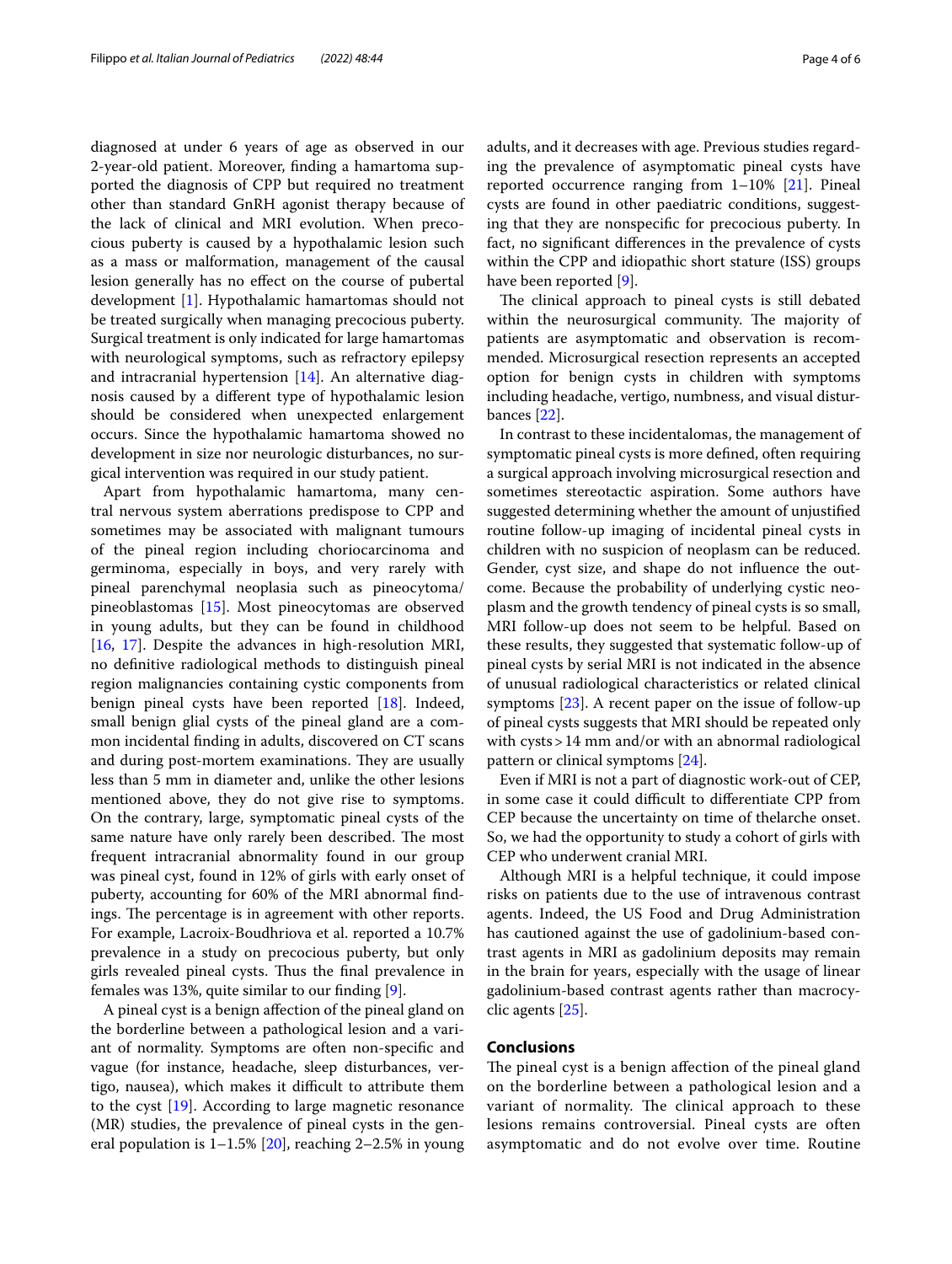diagnosed at under 6 years of age as observed in our 2-year-old patient. Moreover, finding a hamartoma supported the diagnosis of CPP but required no treatment other than standard GnRH agonist therapy because of the lack of clinical and MRI evolution. When precocious puberty is caused by a hypothalamic lesion such as a mass or malformation, management of the causal lesion generally has no effect on the course of pubertal development [1]. Hypothalamic hamartomas should not be treated surgically when managing precocious puberty. Surgical treatment is only indicated for large hamartomas with neurological symptoms, such as refractory epilepsy and intracranial hypertension [14]. An alternative diagnosis caused by a different type of hypothalamic lesion should be considered when unexpected enlargement occurs. Since the hypothalamic hamartoma showed no development in size nor neurologic disturbances, no surgical intervention was required in our study patient.

Apart from hypothalamic hamartoma, many central nervous system aberrations predispose to CPP and sometimes may be associated with malignant tumours of the pineal region including choriocarcinoma and germinoma, especially in boys, and very rarely with pineal parenchymal neoplasia such as pineocytoma/pineoblastomas [15]. Most pineocytomas are observed in young adults, but they can be found in childhood [16, 17]. Despite the advances in high-resolution MRI, no definitive radiological methods to distinguish pineal region malignancies containing cystic components from benign pineal cysts have been reported [18]. Indeed, small benign glial cysts of the pineal gland are a common incidental finding in adults, discovered on CT scans and during post-mortem examinations. They are usually less than 5 mm in diameter and, unlike the other lesions mentioned above, they do not give rise to symptoms. On the contrary, large, symptomatic pineal cysts of the same nature have only rarely been described. The most frequent intracranial abnormality found in our group was pineal cyst, found in 12% of girls with early onset of puberty, accounting for 60% of the MRI abnormal findings. The percentage is in agreement with other reports. For example, Lacroix-Boudhriova et al. reported a 10.7% prevalence in a study on precocious puberty, but only girls revealed pineal cysts. Thus the final prevalence in females was 13%, quite similar to our finding [9].

A pineal cyst is a benign affection of the pineal gland on the borderline between a pathological lesion and a variant of normality. Symptoms are often non-specific and vague (for instance, headache, sleep disturbances, vertigo, nausea), which makes it difficult to attribute them to the cyst [19]. According to large magnetic resonance (MR) studies, the prevalence of pineal cysts in the general population is 1–1.5% [20], reaching 2–2.5% in young adults, and it decreases with age. Previous studies regarding the prevalence of asymptomatic pineal cysts have reported occurrence ranging from 1–10% [21]. Pineal cysts are found in other paediatric conditions, suggesting that they are nonspecific for precocious puberty. In fact, no significant differences in the prevalence of cysts within the CPP and idiopathic short stature (ISS) groups have been reported [9].

The clinical approach to pineal cysts is still debated within the neurosurgical community. The majority of patients are asymptomatic and observation is recommended. Microsurgical resection represents an accepted option for benign cysts in children with symptoms including headache, vertigo, numbness, and visual disturbances [22].

In contrast to these incidentalomas, the management of symptomatic pineal cysts is more defined, often requiring a surgical approach involving microsurgical resection and sometimes stereotactic aspiration. Some authors have suggested determining whether the amount of unjustified routine follow-up imaging of incidental pineal cysts in children with no suspicion of neoplasm can be reduced. Gender, cyst size, and shape do not influence the outcome. Because the probability of underlying cystic neoplasm and the growth tendency of pineal cysts is so small, MRI follow-up does not seem to be helpful. Based on these results, they suggested that systematic follow-up of pineal cysts by serial MRI is not indicated in the absence of unusual radiological characteristics or related clinical symptoms [23]. A recent paper on the issue of follow-up of pineal cysts suggests that MRI should be repeated only with cysts > 14 mm and/or with an abnormal radiological pattern or clinical symptoms [24].

Even if MRI is not a part of diagnostic work-out of CEP, in some case it could difficult to differentiate CPP from CEP because the uncertainty on time of thelarche onset. So, we had the opportunity to study a cohort of girls with CEP who underwent cranial MRI.

Although MRI is a helpful technique, it could impose risks on patients due to the use of intravenous contrast agents. Indeed, the US Food and Drug Administration has cautioned against the use of gadolinium-based contrast agents in MRI as gadolinium deposits may remain in the brain for years, especially with the usage of linear gadolinium-based contrast agents rather than macrocyclic agents [25].

## Conclusions

The pineal cyst is a benign affection of the pineal gland on the borderline between a pathological lesion and a variant of normality. The clinical approach to these lesions remains controversial. Pineal cysts are often asymptomatic and do not evolve over time. Routine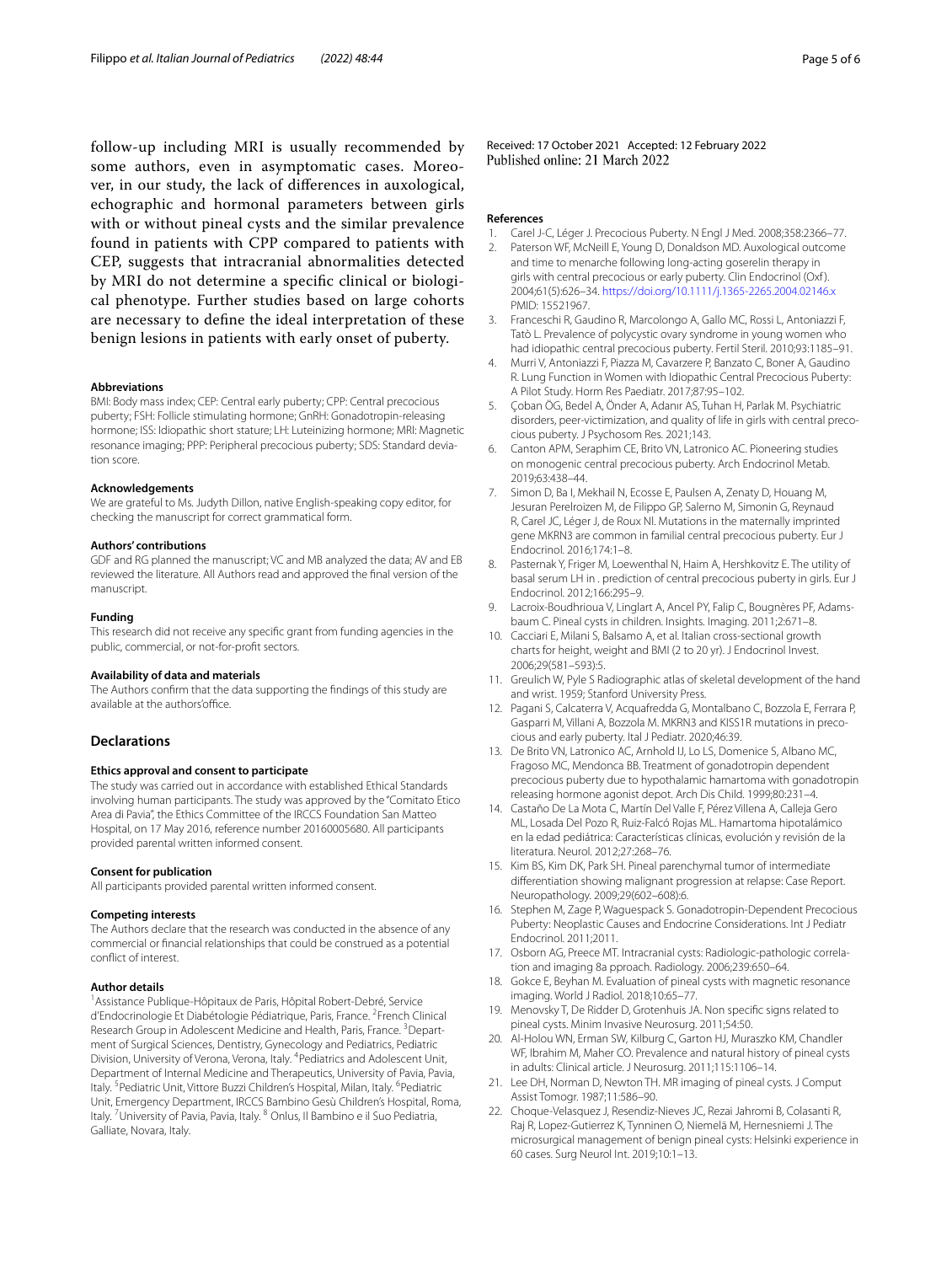follow-up including MRI is usually recommended by some authors, even in asymptomatic cases. Moreover, in our study, the lack of differences in auxological, echographic and hormonal parameters between girls with or without pineal cysts and the similar prevalence found in patients with CPP compared to patients with CEP, suggests that intracranial abnormalities detected by MRI do not determine a specific clinical or biological phenotype. Further studies based on large cohorts are necessary to define the ideal interpretation of these benign lesions in patients with early onset of puberty.

#### Abbreviations

BMI: Body mass index; CEP: Central early puberty; CPP: Central precocious puberty; FSH: Follicle stimulating hormone; GnRH: Gonadotropin-releasing hormone; ISS: Idiopathic short stature; LH: Luteinizing hormone; MRI: Magnetic resonance imaging; PPP: Peripheral precocious puberty; SDS: Standard deviation score.

#### Acknowledgements

We are grateful to Ms. Judyth Dillon, native English-speaking copy editor, for checking the manuscript for correct grammatical form.

#### Authors' contributions

GDF and RG planned the manuscript; VC and MB analyzed the data; AV and EB reviewed the literature. All Authors read and approved the final version of the manuscript.

#### Funding

This research did not receive any specific grant from funding agencies in the public, commercial, or not-for-profit sectors.

#### Availability of data and materials

The Authors confirm that the data supporting the findings of this study are available at the authors'office.

### Declarations

#### Ethics approval and consent to participate

The study was carried out in accordance with established Ethical Standards involving human participants. The study was approved by the "Comitato Etico Area di Pavia", the Ethics Committee of the IRCCS Foundation San Matteo Hospital, on 17 May 2016, reference number 20160005680. All participants provided parental written informed consent.

#### Consent for publication

All participants provided parental written informed consent.

#### Competing interests

The Authors declare that the research was conducted in the absence of any commercial or financial relationships that could be construed as a potential conflict of interest.

#### Author details

[1]Assistance Publique-Hôpitaux de Paris, Hôpital Robert-Debré, Service d'Endocrinologie Et Diabétologie Pédiatrique, Paris, France. [2]French Clinical Research Group in Adolescent Medicine and Health, Paris, France. [3]Department of Surgical Sciences, Dentistry, Gynecology and Pediatrics, Pediatric Division, University of Verona, Verona, Italy. [4]Pediatrics and Adolescent Unit, Department of Internal Medicine and Therapeutics, University of Pavia, Pavia, Italy. [5]Pediatric Unit, Vittore Buzzi Children's Hospital, Milan, Italy. [6]Pediatric Unit, Emergency Department, IRCCS Bambino Gesù Children's Hospital, Roma, Italy. [7]University of Pavia, Pavia, Italy. [8] Onlus, Il Bambino e il Suo Pediatria, Galliate, Novara, Italy.

Received: 17 October 2021 Accepted: 12 February 2022
Published online: 21 March 2022

#### References

1. Carel J-C, Léger J. Precocious Puberty. N Engl J Med. 2008;358:2366–77.
2. Paterson WF, McNeill E, Young D, Donaldson MD. Auxological outcome and time to menarche following long-acting goserelin therapy in girls with central precocious or early puberty. Clin Endocrinol (Oxf). 2004;61(5):626–34. https://doi.org/10.1111/j.1365-2265.2004.02146.x PMID: 15521967.
3. Franceschi R, Gaudino R, Marcolongo A, Gallo MC, Rossi L, Antoniazzi F, Tatò L. Prevalence of polycystic ovary syndrome in young women who had idiopathic central precocious puberty. Fertil Steril. 2010;93:1185–91.
4. Murri V, Antoniazzi F, Piazza M, Cavarzere P, Banzato C, Boner A, Gaudino R. Lung Function in Women with Idiopathic Central Precocious Puberty: A Pilot Study. Horm Res Paediatr. 2017;87:95–102.
5. Çoban ÖG, Bedel A, Önder A, Adanır AS, Tuhan H, Parlak M. Psychiatric disorders, peer-victimization, and quality of life in girls with central precocious puberty. J Psychosom Res. 2021;143.
6. Canton APM, Seraphim CE, Brito VN, Latronico AC. Pioneering studies on monogenic central precocious puberty. Arch Endocrinol Metab. 2019;63:438–44.
7. Simon D, Ba I, Mekhail N, Ecosse E, Paulsen A, Zenaty D, Houang M, Jesuran Perelroizen M, de Filippo GP, Salerno M, Simonin G, Reynaud R, Carel JC, Léger J, de Roux NI. Mutations in the maternally imprinted gene MKRN3 are common in familial central precocious puberty. Eur J Endocrinol. 2016;174:1–8.
8. Pasternak Y, Friger M, Loewenthal N, Haim A, Hershkovitz E. The utility of basal serum LH in . prediction of central precocious puberty in girls. Eur J Endocrinol. 2012;166:295–9.
9. Lacroix-Boudhrioua V, Linglart A, Ancel PY, Falip C, Bougnères PF, Adamsbaum C. Pineal cysts in children. Insights. Imaging. 2011;2:671–8.
10. Cacciari E, Milani S, Balsamo A, et al. Italian cross-sectional growth charts for height, weight and BMI (2 to 20 yr). J Endocrinol Invest. 2006;29(581–593):5.
11. Greulich W, Pyle S Radiographic atlas of skeletal development of the hand and wrist. 1959; Stanford University Press.
12. Pagani S, Calcaterra V, Acquafredda G, Montalbano C, Bozzola E, Ferrara P, Gasparri M, Villani A, Bozzola M. MKRN3 and KISS1R mutations in precocious and early puberty. Ital J Pediatr. 2020;46:39.
13. De Brito VN, Latronico AC, Arnhold IJ, Lo LS, Domenice S, Albano MC, Fragoso MC, Mendonca BB. Treatment of gonadotropin dependent precocious puberty due to hypothalamic hamartoma with gonadotropin releasing hormone agonist depot. Arch Dis Child. 1999;80:231–4.
14. Castaño De La Mota C, Martín Del Valle F, Pérez Villena A, Calleja Gero ML, Losada Del Pozo R, Ruiz-Falcó Rojas ML. Hamartoma hipotalámico en la edad pediátrica: Características clínicas, evolución y revisión de la literatura. Neurol. 2012;27:268–76.
15. Kim BS, Kim DK, Park SH. Pineal parenchymal tumor of intermediate differentiation showing malignant progression at relapse: Case Report. Neuropathology. 2009;29(602–608):6.
16. Stephen M, Zage P, Waguespack S. Gonadotropin-Dependent Precocious Puberty: Neoplastic Causes and Endocrine Considerations. Int J Pediatr Endocrinol. 2011;2011.
17. Osborn AG, Preece MT. Intracranial cysts: Radiologic-pathologic correlation and imaging 8a pproach. Radiology. 2006;239:650–64.
18. Gokce E, Beyhan M. Evaluation of pineal cysts with magnetic resonance imaging. World J Radiol. 2018;10:65–77.
19. Menovsky T, De Ridder D, Grotenhuis JA. Non specific signs related to pineal cysts. Minim Invasive Neurosurg. 2011;54:50.
20. Al-Holou WN, Erman SW, Kilburg C, Garton HJ, Muraszko KM, Chandler WF, Ibrahim M, Maher CO. Prevalence and natural history of pineal cysts in adults: Clinical article. J Neurosurg. 2011;115:1106–14.
21. Lee DH, Norman D, Newton TH. MR imaging of pineal cysts. J Comput Assist Tomogr. 1987;11:586–90.
22. Choque-Velasquez J, Resendiz-Nieves JC, Rezai Jahromi B, Colasanti R, Raj R, Lopez-Gutierrez K, Tynninen O, Niemelä M, Hernesniemi J. The microsurgical management of benign pineal cysts: Helsinki experience in 60 cases. Surg Neurol Int. 2019;10:1–13.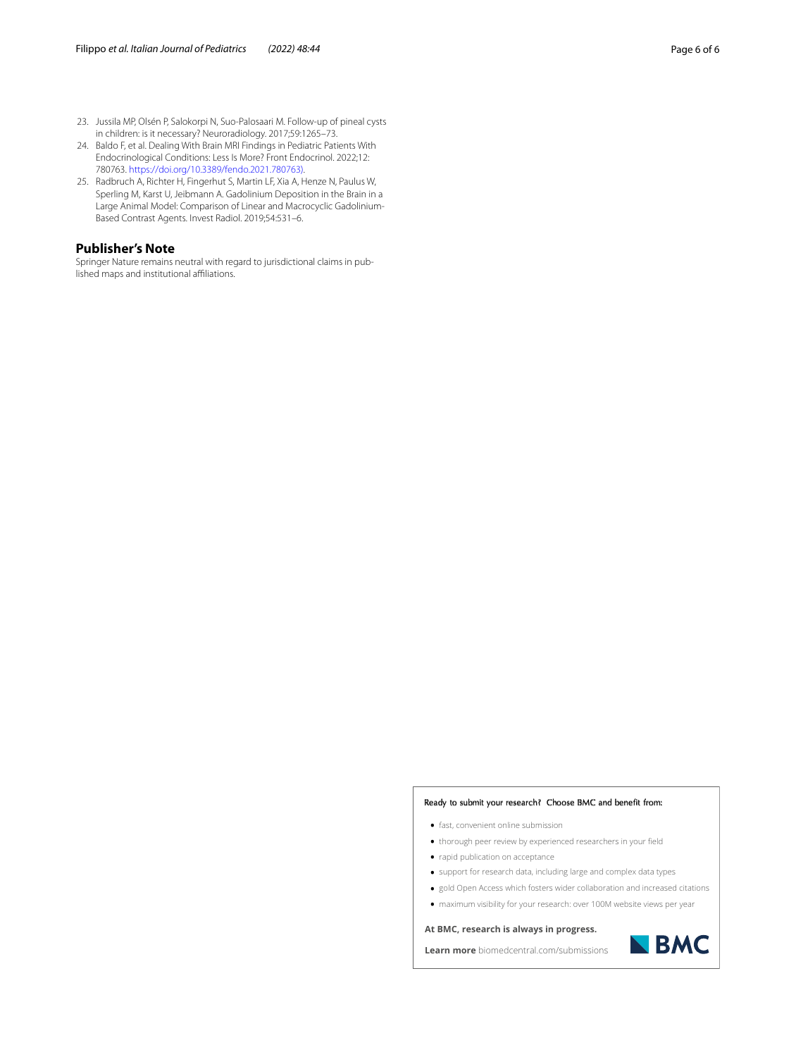23. Jussila MP, Olsén P, Salokorpi N, Suo-Palosaari M. Follow-up of pineal cysts in children: is it necessary? Neuroradiology. 2017;59:1265–73.
24. Baldo F, et al. Dealing With Brain MRI Findings in Pediatric Patients With Endocrinological Conditions: Less Is More? Front Endocrinol. 2022;12: 780763. https://doi.org/10.3389/fendo.2021.780763).
25. Radbruch A, Richter H, Fingerhut S, Martin LF, Xia A, Henze N, Paulus W, Sperling M, Karst U, Jeibmann A. Gadolinium Deposition in the Brain in a Large Animal Model: Comparison of Linear and Macrocyclic Gadolinium-Based Contrast Agents. Invest Radiol. 2019;54:531–6.

## Publisher's Note

Springer Nature remains neutral with regard to jurisdictional claims in published maps and institutional affiliations.

Ready to submit your research? Choose BMC and benefit from:

- fast, convenient online submission
- thorough peer review by experienced researchers in your field
- rapid publication on acceptance
- support for research data, including large and complex data types
- gold Open Access which fosters wider collaboration and increased citations
- maximum visibility for your research: over 100M website views per year

**At BMC, research is always in progress.**

**Learn more** biomedcentral.com/submissions

BMC